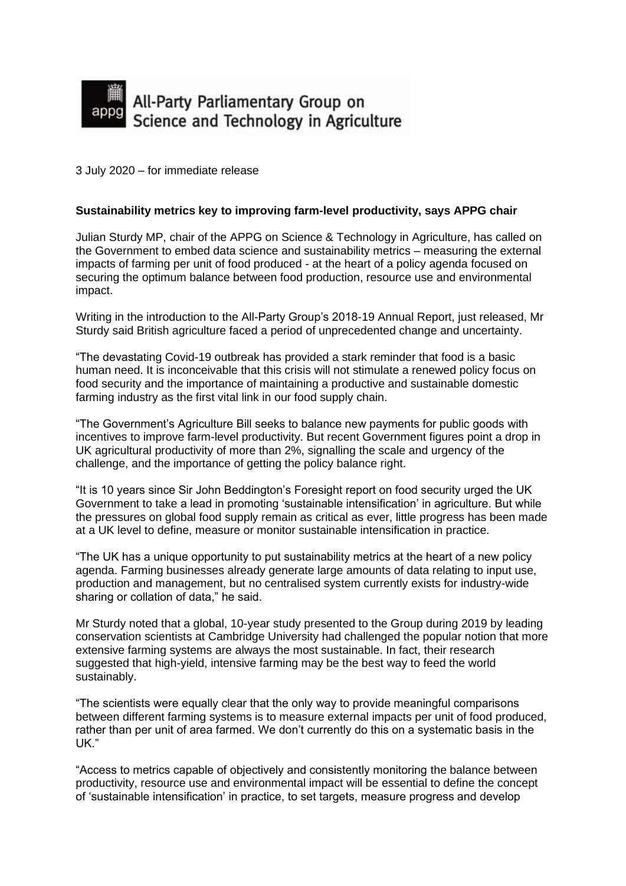All-Party Parliamentary Group on Science and Technology in Agriculture

3 July 2020 – for immediate release

**Sustainability metrics key to improving farm-level productivity, says APPG chair**

Julian Sturdy MP, chair of the APPG on Science & Technology in Agriculture, has called on the Government to embed data science and sustainability metrics – measuring the external impacts of farming per unit of food produced - at the heart of a policy agenda focused on securing the optimum balance between food production, resource use and environmental impact.

Writing in the introduction to the All-Party Group's 2018-19 Annual Report, just released, Mr Sturdy said British agriculture faced a period of unprecedented change and uncertainty.

"The devastating Covid-19 outbreak has provided a stark reminder that food is a basic human need. It is inconceivable that this crisis will not stimulate a renewed policy focus on food security and the importance of maintaining a productive and sustainable domestic farming industry as the first vital link in our food supply chain.

"The Government's Agriculture Bill seeks to balance new payments for public goods with incentives to improve farm-level productivity. But recent Government figures point a drop in UK agricultural productivity of more than 2%, signalling the scale and urgency of the challenge, and the importance of getting the policy balance right.

"It is 10 years since Sir John Beddington's Foresight report on food security urged the UK Government to take a lead in promoting 'sustainable intensification' in agriculture. But while the pressures on global food supply remain as critical as ever, little progress has been made at a UK level to define, measure or monitor sustainable intensification in practice.

"The UK has a unique opportunity to put sustainability metrics at the heart of a new policy agenda. Farming businesses already generate large amounts of data relating to input use, production and management, but no centralised system currently exists for industry-wide sharing or collation of data," he said.

Mr Sturdy noted that a global, 10-year study presented to the Group during 2019 by leading conservation scientists at Cambridge University had challenged the popular notion that more extensive farming systems are always the most sustainable. In fact, their research suggested that high-yield, intensive farming may be the best way to feed the world sustainably.

"The scientists were equally clear that the only way to provide meaningful comparisons between different farming systems is to measure external impacts per unit of food produced, rather than per unit of area farmed. We don't currently do this on a systematic basis in the UK."

"Access to metrics capable of objectively and consistently monitoring the balance between productivity, resource use and environmental impact will be essential to define the concept of 'sustainable intensification' in practice, to set targets, measure progress and develop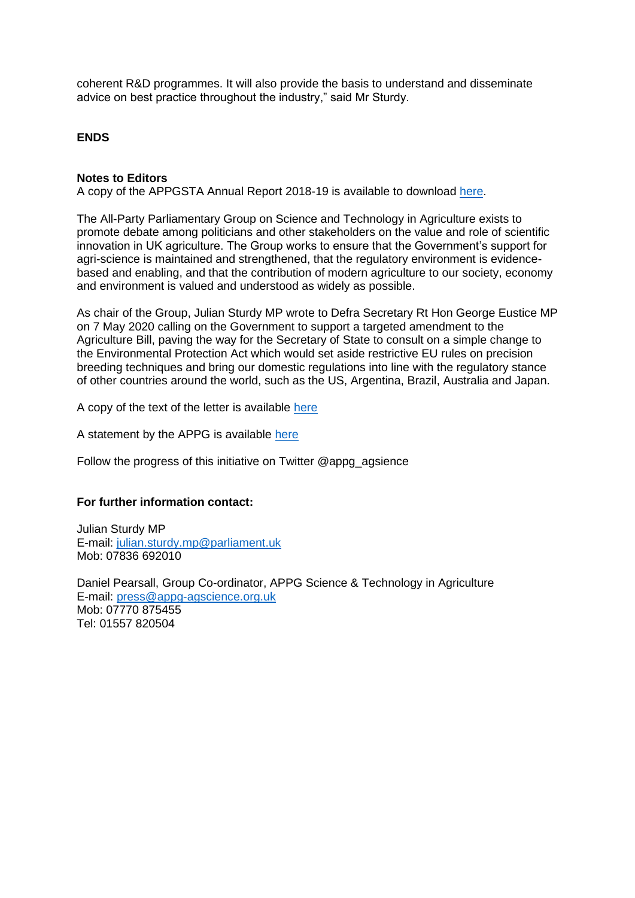coherent R&D programmes. It will also provide the basis to understand and disseminate advice on best practice throughout the industry," said Mr Sturdy.

**ENDS**

**Notes to Editors**
A copy of the APPGSTA Annual Report 2018-19 is available to download here.

The All-Party Parliamentary Group on Science and Technology in Agriculture exists to promote debate among politicians and other stakeholders on the value and role of scientific innovation in UK agriculture. The Group works to ensure that the Government's support for agri-science is maintained and strengthened, that the regulatory environment is evidence-based and enabling, and that the contribution of modern agriculture to our society, economy and environment is valued and understood as widely as possible.

As chair of the Group, Julian Sturdy MP wrote to Defra Secretary Rt Hon George Eustice MP on 7 May 2020 calling on the Government to support a targeted amendment to the Agriculture Bill, paving the way for the Secretary of State to consult on a simple change to the Environmental Protection Act which would set aside restrictive EU rules on precision breeding techniques and bring our domestic regulations into line with the regulatory stance of other countries around the world, such as the US, Argentina, Brazil, Australia and Japan.

A copy of the text of the letter is available here

A statement by the APPG is available here

Follow the progress of this initiative on Twitter @appg_agsience

**For further information contact:**

Julian Sturdy MP
E-mail: julian.sturdy.mp@parliament.uk
Mob: 07836 692010

Daniel Pearsall, Group Co-ordinator, APPG Science & Technology in Agriculture
E-mail: press@appg-agscience.org.uk
Mob: 07770 875455
Tel: 01557 820504